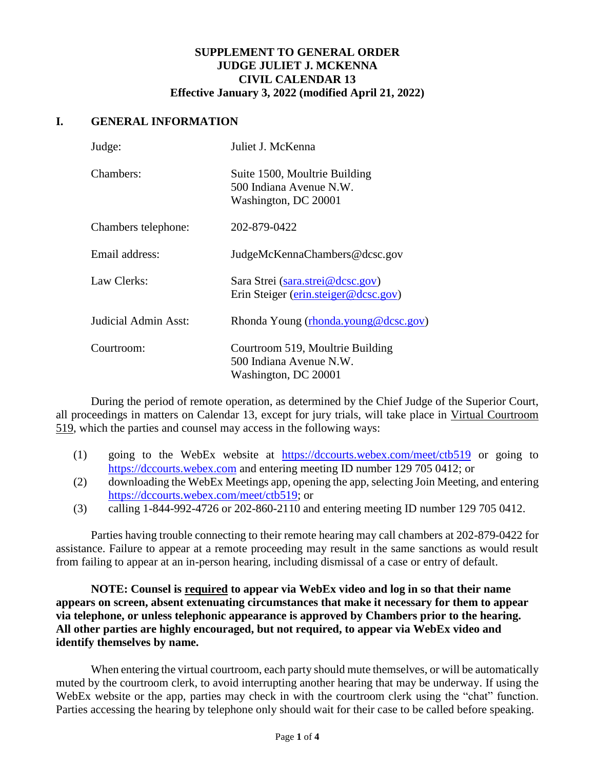**SUPPLEMENT TO GENERAL ORDER**
**JUDGE JULIET J. MCKENNA**
**CIVIL CALENDAR 13**
**Effective January 3, 2022 (modified April 21, 2022)**

## I. GENERAL INFORMATION

| | |
|---|---|
| Judge: | Juliet J. McKenna |
| Chambers: | Suite 1500, Moultrie Building<br>500 Indiana Avenue N.W.<br>Washington, DC 20001 |
| Chambers telephone: | 202-879-0422 |
| Email address: | JudgeMcKennaChambers@dcsc.gov |
| Law Clerks: | Sara Strei (sara.strei@dcsc.gov)<br>Erin Steiger (erin.steiger@dcsc.gov) |
| Judicial Admin Asst: | Rhonda Young (rhonda.young@dcsc.gov) |
| Courtroom: | Courtroom 519, Moultrie Building<br>500 Indiana Avenue N.W.<br>Washington, DC 20001 |

During the period of remote operation, as determined by the Chief Judge of the Superior Court, all proceedings in matters on Calendar 13, except for jury trials, will take place in Virtual Courtroom 519, which the parties and counsel may access in the following ways:

(1) going to the WebEx website at https://dccourts.webex.com/meet/ctb519 or going to https://dccourts.webex.com and entering meeting ID number 129 705 0412; or
(2) downloading the WebEx Meetings app, opening the app, selecting Join Meeting, and entering https://dccourts.webex.com/meet/ctb519; or
(3) calling 1-844-992-4726 or 202-860-2110 and entering meeting ID number 129 705 0412.

Parties having trouble connecting to their remote hearing may call chambers at 202-879-0422 for assistance. Failure to appear at a remote proceeding may result in the same sanctions as would result from failing to appear at an in-person hearing, including dismissal of a case or entry of default.

**NOTE: Counsel is required to appear via WebEx video and log in so that their name appears on screen, absent extenuating circumstances that make it necessary for them to appear via telephone, or unless telephonic appearance is approved by Chambers prior to the hearing. All other parties are highly encouraged, but not required, to appear via WebEx video and identify themselves by name.**

When entering the virtual courtroom, each party should mute themselves, or will be automatically muted by the courtroom clerk, to avoid interrupting another hearing that may be underway. If using the WebEx website or the app, parties may check in with the courtroom clerk using the "chat" function. Parties accessing the hearing by telephone only should wait for their case to be called before speaking.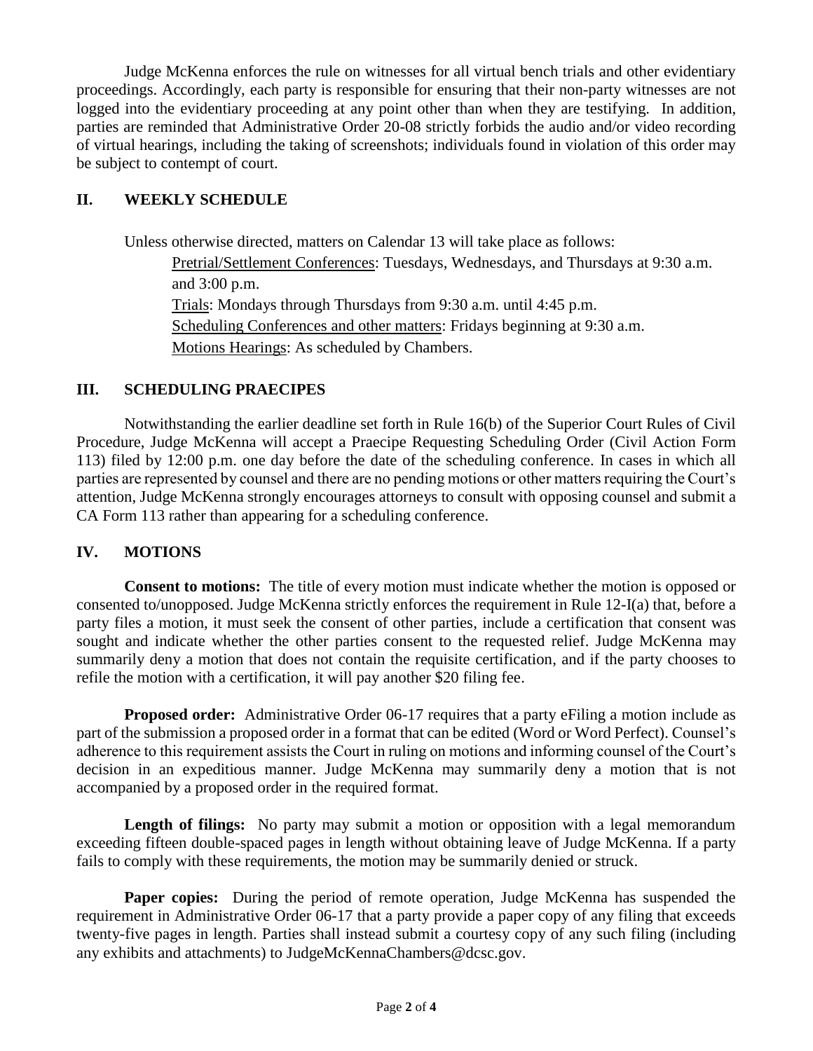Judge McKenna enforces the rule on witnesses for all virtual bench trials and other evidentiary proceedings. Accordingly, each party is responsible for ensuring that their non-party witnesses are not logged into the evidentiary proceeding at any point other than when they are testifying. In addition, parties are reminded that Administrative Order 20-08 strictly forbids the audio and/or video recording of virtual hearings, including the taking of screenshots; individuals found in violation of this order may be subject to contempt of court.

## II. WEEKLY SCHEDULE

Unless otherwise directed, matters on Calendar 13 will take place as follows:

Pretrial/Settlement Conferences: Tuesdays, Wednesdays, and Thursdays at 9:30 a.m. and 3:00 p.m.

Trials: Mondays through Thursdays from 9:30 a.m. until 4:45 p.m.

Scheduling Conferences and other matters: Fridays beginning at 9:30 a.m.

Motions Hearings: As scheduled by Chambers.

## III. SCHEDULING PRAECIPES

Notwithstanding the earlier deadline set forth in Rule 16(b) of the Superior Court Rules of Civil Procedure, Judge McKenna will accept a Praecipe Requesting Scheduling Order (Civil Action Form 113) filed by 12:00 p.m. one day before the date of the scheduling conference. In cases in which all parties are represented by counsel and there are no pending motions or other matters requiring the Court's attention, Judge McKenna strongly encourages attorneys to consult with opposing counsel and submit a CA Form 113 rather than appearing for a scheduling conference.

## IV. MOTIONS

**Consent to motions:** The title of every motion must indicate whether the motion is opposed or consented to/unopposed. Judge McKenna strictly enforces the requirement in Rule 12-I(a) that, before a party files a motion, it must seek the consent of other parties, include a certification that consent was sought and indicate whether the other parties consent to the requested relief. Judge McKenna may summarily deny a motion that does not contain the requisite certification, and if the party chooses to refile the motion with a certification, it will pay another $20 filing fee.

**Proposed order:** Administrative Order 06-17 requires that a party eFiling a motion include as part of the submission a proposed order in a format that can be edited (Word or Word Perfect). Counsel's adherence to this requirement assists the Court in ruling on motions and informing counsel of the Court's decision in an expeditious manner. Judge McKenna may summarily deny a motion that is not accompanied by a proposed order in the required format.

**Length of filings:** No party may submit a motion or opposition with a legal memorandum exceeding fifteen double-spaced pages in length without obtaining leave of Judge McKenna. If a party fails to comply with these requirements, the motion may be summarily denied or struck.

**Paper copies:** During the period of remote operation, Judge McKenna has suspended the requirement in Administrative Order 06-17 that a party provide a paper copy of any filing that exceeds twenty-five pages in length. Parties shall instead submit a courtesy copy of any such filing (including any exhibits and attachments) to JudgeMcKennaChambers@dcsc.gov.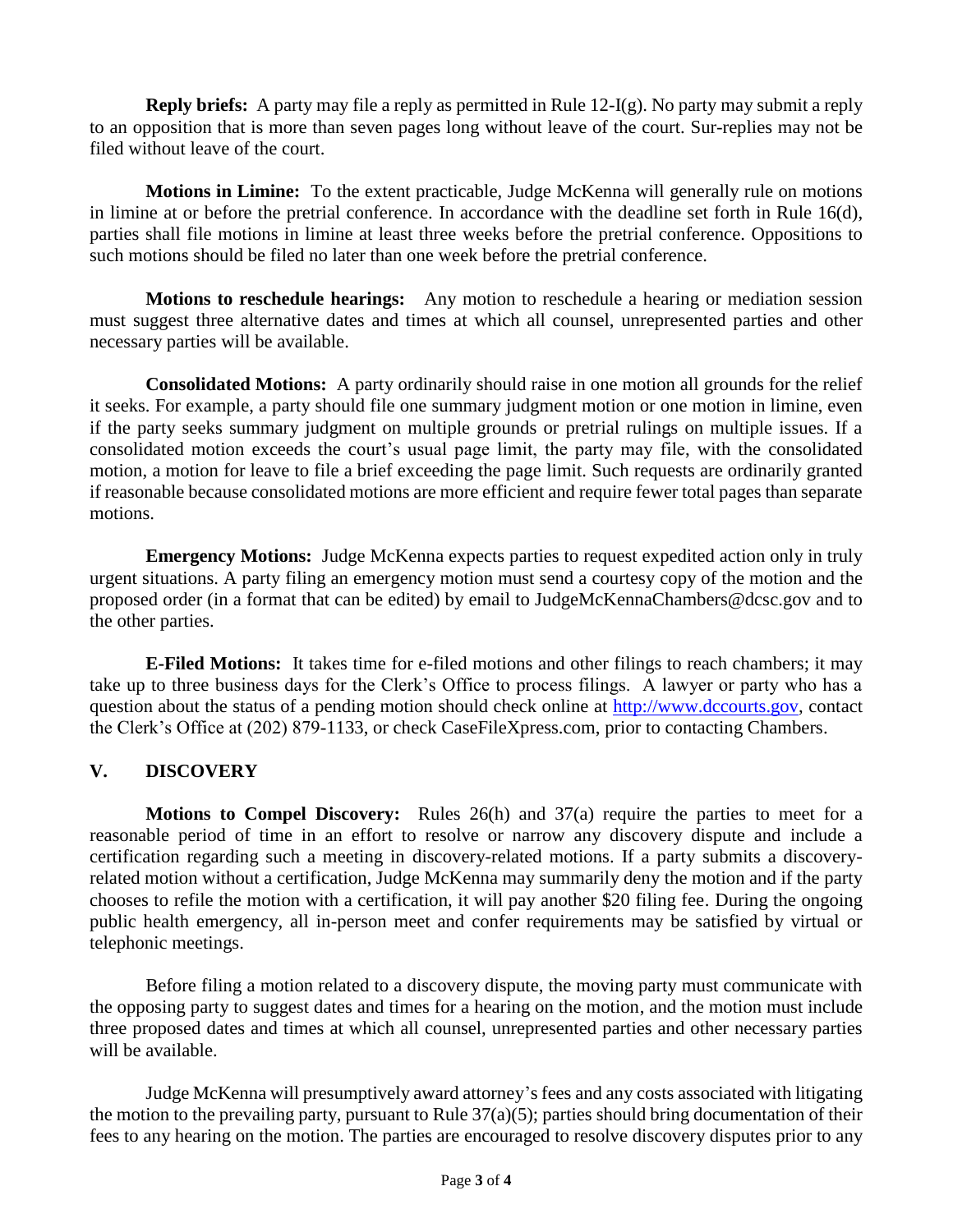**Reply briefs:** A party may file a reply as permitted in Rule 12-I(g). No party may submit a reply to an opposition that is more than seven pages long without leave of the court. Sur-replies may not be filed without leave of the court.

**Motions in Limine:** To the extent practicable, Judge McKenna will generally rule on motions in limine at or before the pretrial conference. In accordance with the deadline set forth in Rule 16(d), parties shall file motions in limine at least three weeks before the pretrial conference. Oppositions to such motions should be filed no later than one week before the pretrial conference.

**Motions to reschedule hearings:** Any motion to reschedule a hearing or mediation session must suggest three alternative dates and times at which all counsel, unrepresented parties and other necessary parties will be available.

**Consolidated Motions:** A party ordinarily should raise in one motion all grounds for the relief it seeks. For example, a party should file one summary judgment motion or one motion in limine, even if the party seeks summary judgment on multiple grounds or pretrial rulings on multiple issues. If a consolidated motion exceeds the court's usual page limit, the party may file, with the consolidated motion, a motion for leave to file a brief exceeding the page limit. Such requests are ordinarily granted if reasonable because consolidated motions are more efficient and require fewer total pages than separate motions.

**Emergency Motions:** Judge McKenna expects parties to request expedited action only in truly urgent situations. A party filing an emergency motion must send a courtesy copy of the motion and the proposed order (in a format that can be edited) by email to JudgeMcKennaChambers@dcsc.gov and to the other parties.

**E-Filed Motions:** It takes time for e-filed motions and other filings to reach chambers; it may take up to three business days for the Clerk's Office to process filings. A lawyer or party who has a question about the status of a pending motion should check online at [http://www.dccourts.gov](http://www.dccourts.gov), contact the Clerk's Office at (202) 879-1133, or check CaseFileXpress.com, prior to contacting Chambers.

## V. DISCOVERY

**Motions to Compel Discovery:** Rules 26(h) and 37(a) require the parties to meet for a reasonable period of time in an effort to resolve or narrow any discovery dispute and include a certification regarding such a meeting in discovery-related motions. If a party submits a discovery-related motion without a certification, Judge McKenna may summarily deny the motion and if the party chooses to refile the motion with a certification, it will pay another $20 filing fee. During the ongoing public health emergency, all in-person meet and confer requirements may be satisfied by virtual or telephonic meetings.

Before filing a motion related to a discovery dispute, the moving party must communicate with the opposing party to suggest dates and times for a hearing on the motion, and the motion must include three proposed dates and times at which all counsel, unrepresented parties and other necessary parties will be available.

Judge McKenna will presumptively award attorney's fees and any costs associated with litigating the motion to the prevailing party, pursuant to Rule 37(a)(5); parties should bring documentation of their fees to any hearing on the motion. The parties are encouraged to resolve discovery disputes prior to any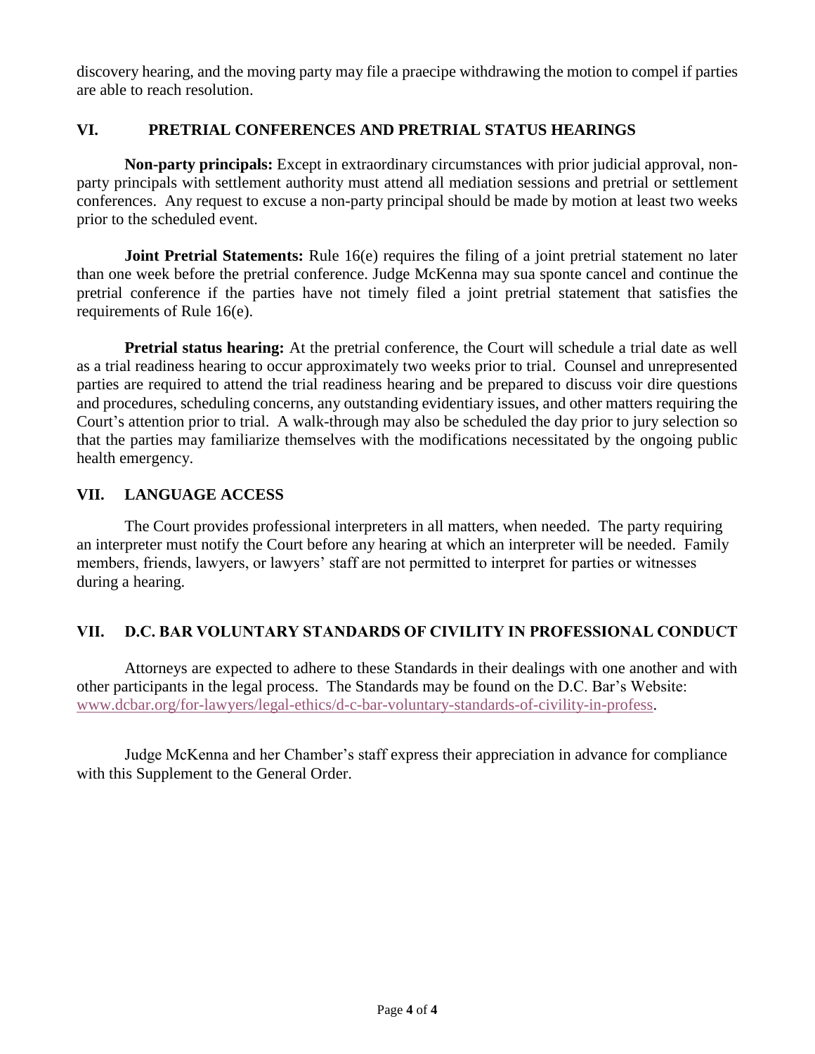discovery hearing, and the moving party may file a praecipe withdrawing the motion to compel if parties are able to reach resolution.

## VI. PRETRIAL CONFERENCES AND PRETRIAL STATUS HEARINGS

**Non-party principals:** Except in extraordinary circumstances with prior judicial approval, non-party principals with settlement authority must attend all mediation sessions and pretrial or settlement conferences. Any request to excuse a non-party principal should be made by motion at least two weeks prior to the scheduled event.

**Joint Pretrial Statements:** Rule 16(e) requires the filing of a joint pretrial statement no later than one week before the pretrial conference. Judge McKenna may sua sponte cancel and continue the pretrial conference if the parties have not timely filed a joint pretrial statement that satisfies the requirements of Rule 16(e).

**Pretrial status hearing:** At the pretrial conference, the Court will schedule a trial date as well as a trial readiness hearing to occur approximately two weeks prior to trial. Counsel and unrepresented parties are required to attend the trial readiness hearing and be prepared to discuss voir dire questions and procedures, scheduling concerns, any outstanding evidentiary issues, and other matters requiring the Court's attention prior to trial. A walk-through may also be scheduled the day prior to jury selection so that the parties may familiarize themselves with the modifications necessitated by the ongoing public health emergency.

## VII. LANGUAGE ACCESS

The Court provides professional interpreters in all matters, when needed. The party requiring an interpreter must notify the Court before any hearing at which an interpreter will be needed. Family members, friends, lawyers, or lawyers' staff are not permitted to interpret for parties or witnesses during a hearing.

## VII. D.C. BAR VOLUNTARY STANDARDS OF CIVILITY IN PROFESSIONAL CONDUCT

Attorneys are expected to adhere to these Standards in their dealings with one another and with other participants in the legal process. The Standards may be found on the D.C. Bar's Website: www.dcbar.org/for-lawyers/legal-ethics/d-c-bar-voluntary-standards-of-civility-in-profess.

Judge McKenna and her Chamber's staff express their appreciation in advance for compliance with this Supplement to the General Order.